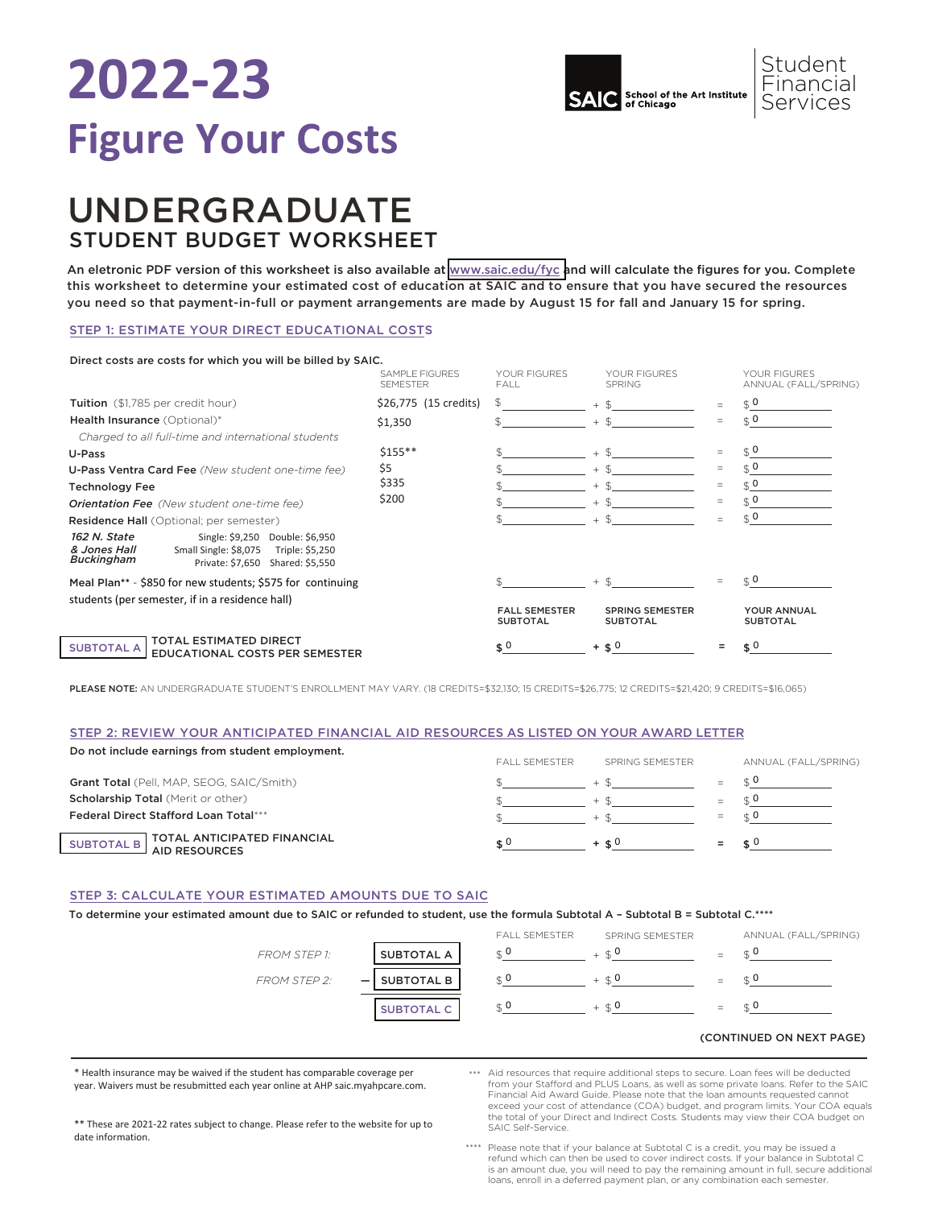# 2022-23

# Figure Your Costs

SAIC School of the Art Institute of Chicago | Student Financial Services

# UNDERGRADUATE

## STUDENT BUDGET WORKSHEET

An eletronic PDF version of this worksheet is also available at www.saic.edu/fyc and will calculate the figures for you. Complete this worksheet to determine your estimated cost of education at SAIC and to ensure that you have secured the resources you need so that payment-in-full or payment arrangements are made by August 15 for fall and January 15 for spring.

### STEP 1: ESTIMATE YOUR DIRECT EDUCATIONAL COSTS

Direct costs are costs for which you will be billed by SAIC.

| | SAMPLE FIGURES SEMESTER | YOUR FIGURES FALL | | YOUR FIGURES SPRING | | YOUR FIGURES ANNUAL (FALL/SPRING) |
|---|---|---|---|---|---|---|
| **Tuition** ($1,785 per credit hour) | $26,775 (15 credits) | $ | + | $ | = | $ 0 |
| **Health Insurance** (Optional)* | $1,350 | $ | + | $ | = | $ 0 |
| *Charged to all full-time and international students* | | | | | | |
| **U-Pass** | $155** | $ | + | $ | = | $ 0 |
| **U-Pass Ventra Card Fee** *(New student one-time fee)* | $5 | $ | + | $ | = | $ 0 |
| **Technology Fee** | $335 | $ | + | $ | = | $ 0 |
| ***Orientation Fee*** *(New student one-time fee)* | $200 | $ | + | $ | = | $ 0 |
| **Residence Hall** (Optional; per semester) | | $ | + | $ | = | $ 0 |
| *162 N. State & Jones Hall Buckingham* — Single: $9,250 Double: $6,950; Small Single: $8,075 Triple: $5,250; Private: $7,650 Shared: $5,550 | | | | | | |
| Meal Plan** - $850 for new students; $575 for continuing students (per semester, if in a residence hall) | | $ | + | $ | = | $ 0 |
| | | **FALL SEMESTER SUBTOTAL** | | **SPRING SEMESTER SUBTOTAL** | | **YOUR ANNUAL SUBTOTAL** |
| SUBTOTAL A — **TOTAL ESTIMATED DIRECT EDUCATIONAL COSTS PER SEMESTER** | | **$** 0 | **+** | **$** 0 | **=** | **$** 0 |

**PLEASE NOTE:** AN UNDERGRADUATE STUDENT'S ENROLLMENT MAY VARY. (18 CREDITS=$32,130; 15 CREDITS=$26,775; 12 CREDITS=$21,420; 9 CREDITS=$16,065)

### STEP 2: REVIEW YOUR ANTICIPATED FINANCIAL AID RESOURCES AS LISTED ON YOUR AWARD LETTER

Do not include earnings from student employment.

| | FALL SEMESTER | | SPRING SEMESTER | | ANNUAL (FALL/SPRING) |
|---|---|---|---|---|---|
| **Grant Total** (Pell, MAP, SEOG, SAIC/Smith) | $ | + | $ | = | $ 0 |
| **Scholarship Total** (Merit or other) | $ | + | $ | = | $ 0 |
| **Federal Direct Stafford Loan Total***** | $ | + | $ | = | $ 0 |
| SUBTOTAL B — **TOTAL ANTICIPATED FINANCIAL AID RESOURCES** | **$** 0 | **+** | **$** 0 | **=** | **$** 0 |

### STEP 3: CALCULATE YOUR ESTIMATED AMOUNTS DUE TO SAIC

To determine your estimated amount due to SAIC or refunded to student, use the formula Subtotal A – Subtotal B = Subtotal C.****

| | | FALL SEMESTER | | SPRING SEMESTER | | ANNUAL (FALL/SPRING) |
|---|---|---|---|---|---|---|
| *FROM STEP 1:* | SUBTOTAL A | $ 0 | + | $ 0 | = | $ 0 |
| *FROM STEP 2:* | – SUBTOTAL B | $ 0 | + | $ 0 | = | $ 0 |
| | SUBTOTAL C | $ 0 | + | $ 0 | = | $ 0 |

(CONTINUED ON NEXT PAGE)

---

* Health insurance may be waived if the student has comparable coverage per year. Waivers must be resubmitted each year online at AHP saic.myahpcare.com.

** These are 2021-22 rates subject to change. Please refer to the website for up to date information.

*** Aid resources that require additional steps to secure. Loan fees will be deducted from your Stafford and PLUS Loans, as well as some private loans. Refer to the SAIC Financial Aid Award Guide. Please note that the loan amounts requested cannot exceed your cost of attendance (COA) budget, and program limits. Your COA equals the total of your Direct and Indirect Costs. Students may view their COA budget on SAIC Self-Service.

**** Please note that if your balance at Subtotal C is a credit, you may be issued a refund which can then be used to cover indirect costs. If your balance in Subtotal C is an amount due, you will need to pay the remaining amount in full, secure additional loans, enroll in a deferred payment plan, or any combination each semester.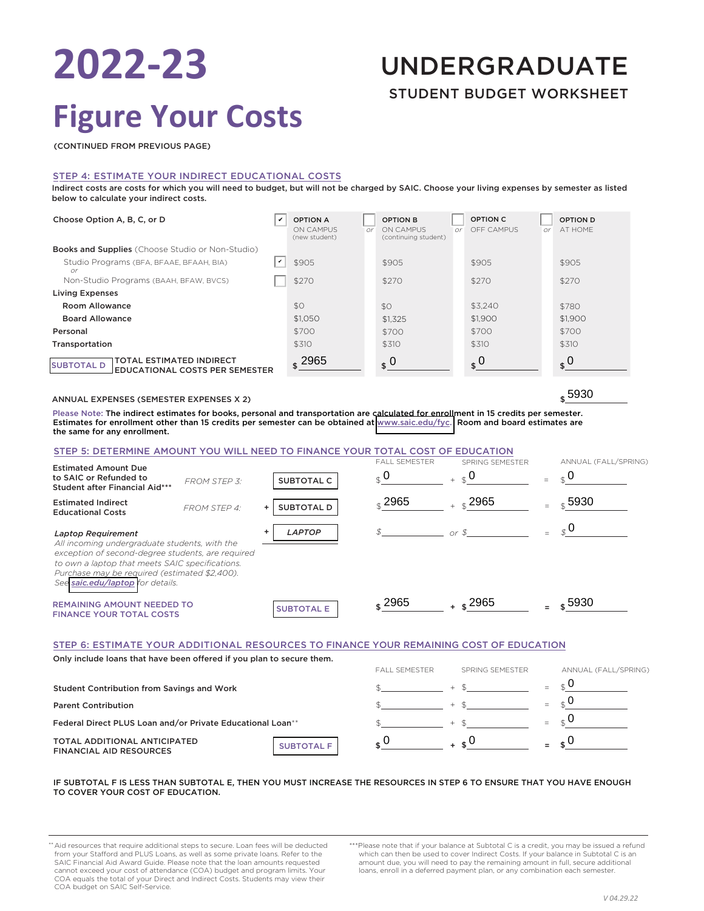# 2022-23

# Figure Your Costs

## UNDERGRADUATE

### STUDENT BUDGET WORKSHEET

(CONTINUED FROM PREVIOUS PAGE)

### STEP 4: ESTIMATE YOUR INDIRECT EDUCATIONAL COSTS

Indirect costs are costs for which you will need to budget, but will not be charged by SAIC. Choose your living expenses by semester as listed below to calculate your indirect costs.

| Choose Option A, B, C, or D | ☑ OPTION A ON CAMPUS (new student) | or ☐ OPTION B ON CAMPUS (continuing student) | or ☐ OPTION C OFF CAMPUS | or ☐ OPTION D AT HOME |
|---|---|---|---|---|
| **Books and Supplies** (Choose Studio or Non-Studio) | | | | |
| ☑ Studio Programs (BFA, BFAAE, BFAAH, BIA) *or* | $905 | $905 | $905 | $905 |
| ☐ Non-Studio Programs (BAAH, BFAW, BVCS) | $270 | $270 | $270 | $270 |
| **Living Expenses** | | | | |
| Room Allowance | $0 | $0 | $3,240 | $780 |
| Board Allowance | $1,050 | $1,325 | $1,900 | $1,900 |
| Personal | $700 | $700 | $700 | $700 |
| Transportation | $310 | $310 | $310 | $310 |
| SUBTOTAL D — TOTAL ESTIMATED INDIRECT EDUCATIONAL COSTS PER SEMESTER | $ 2965 | $ 0 | $ 0 | $ 0 |

ANNUAL EXPENSES (SEMESTER EXPENSES X 2) $ 5930

Please Note: The indirect estimates for books, personal and transportation are calculated for enrollment in 15 credits per semester. Estimates for enrollment other than 15 credits per semester can be obtained at www.saic.edu/fyc. Room and board estimates are the same for any enrollment.

### STEP 5: DETERMINE AMOUNT YOU WILL NEED TO FINANCE YOUR TOTAL COST OF EDUCATION

| | | | FALL SEMESTER | | SPRING SEMESTER | | ANNUAL (FALL/SPRING) |
|---|---|---|---|---|---|---|---|
| Estimated Amount Due to SAIC or Refunded to Student after Financial Aid*** | *FROM STEP 3:* | SUBTOTAL C | $ 0 | + | $ 0 | = | $ 0 |
| Estimated Indirect Educational Costs | *FROM STEP 4:* | + SUBTOTAL D | $ 2965 | + | $ 2965 | = | $ 5930 |
| ***Laptop Requirement*** *All incoming undergraduate students, with the exception of second-degree students, are required to own a laptop that meets SAIC specifications. Purchase may be required (estimated $2,400). See saic.edu/laptop for details.* | | + *LAPTOP* | $ | *or* | $ | = | $ 0 |
| REMAINING AMOUNT NEEDED TO FINANCE YOUR TOTAL COSTS | | SUBTOTAL E | $ 2965 | + | $ 2965 | = | $ 5930 |

### STEP 6: ESTIMATE YOUR ADDITIONAL RESOURCES TO FINANCE YOUR REMAINING COST OF EDUCATION

Only include loans that have been offered if you plan to secure them.

| | | FALL SEMESTER | | SPRING SEMESTER | | ANNUAL (FALL/SPRING) |
|---|---|---|---|---|---|---|
| Student Contribution from Savings and Work | | $ | + | $ | = | $ 0 |
| Parent Contribution | | $ | + | $ | = | $ 0 |
| Federal Direct PLUS Loan and/or Private Educational Loan** | | $ | + | $ | = | $ 0 |
| TOTAL ADDITIONAL ANTICIPATED FINANCIAL AID RESOURCES | SUBTOTAL F | $ 0 | + | $ 0 | = | $ 0 |

IF SUBTOTAL F IS LESS THAN SUBTOTAL E, THEN YOU MUST INCREASE THE RESOURCES IN STEP 6 TO ENSURE THAT YOU HAVE ENOUGH TO COVER YOUR COST OF EDUCATION.

** Aid resources that require additional steps to secure. Loan fees will be deducted from your Stafford and PLUS Loans, as well as some private loans. Refer to the SAIC Financial Aid Award Guide. Please note that the loan amounts requested cannot exceed your cost of attendance (COA) budget and program limits. Your COA equals the total of your Direct and Indirect Costs. Students may view their COA budget on SAIC Self-Service.

*** Please note that if your balance at Subtotal C is a credit, you may be issued a refund which can then be used to cover Indirect Costs. If your balance in Subtotal C is an amount due, you will need to pay the remaining amount in full, secure additional loans, enroll in a deferred payment plan, or any combination each semester.

V 04.29.22